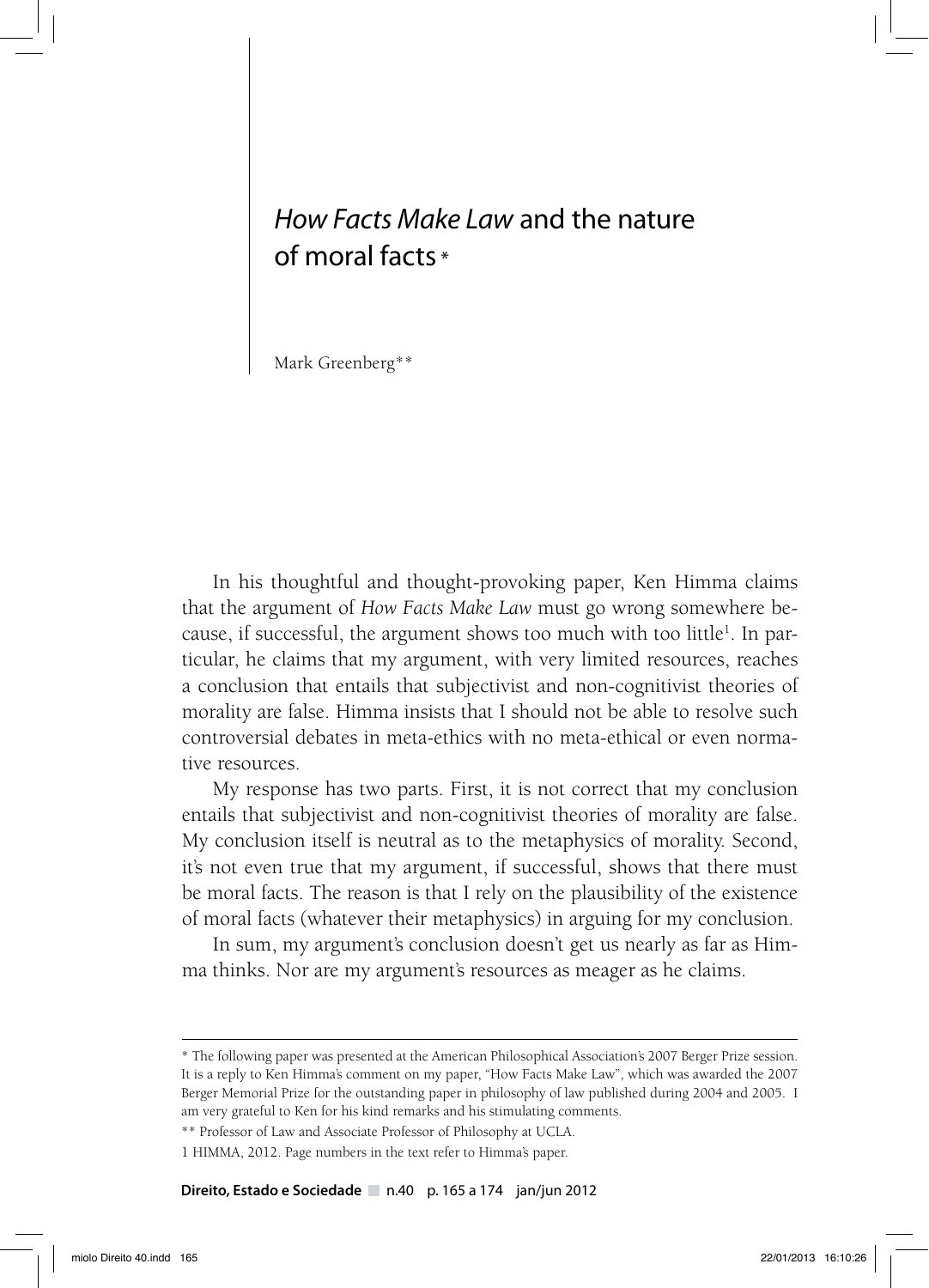# *How Facts Make Law* and the nature of moral facts *

Mark Greenberg**

In his thoughtful and thought-provoking paper, Ken Himma claims that the argument of *How Facts Make Law* must go wrong somewhere because, if successful, the argument shows too much with too little[1]. In particular, he claims that my argument, with very limited resources, reaches a conclusion that entails that subjectivist and non-cognitivist theories of morality are false. Himma insists that I should not be able to resolve such controversial debates in meta-ethics with no meta-ethical or even normative resources.

My response has two parts. First, it is not correct that my conclusion entails that subjectivist and non-cognitivist theories of morality are false. My conclusion itself is neutral as to the metaphysics of morality. Second, it's not even true that my argument, if successful, shows that there must be moral facts. The reason is that I rely on the plausibility of the existence of moral facts (whatever their metaphysics) in arguing for my conclusion.

In sum, my argument's conclusion doesn't get us nearly as far as Himma thinks. Nor are my argument's resources as meager as he claims.

---

\* The following paper was presented at the American Philosophical Association's 2007 Berger Prize session. It is a reply to Ken Himma's comment on my paper, "How Facts Make Law", which was awarded the 2007 Berger Memorial Prize for the outstanding paper in philosophy of law published during 2004 and 2005. I am very grateful to Ken for his kind remarks and his stimulating comments.

\** Professor of Law and Associate Professor of Philosophy at UCLA.

1 HIMMA, 2012. Page numbers in the text refer to Himma's paper.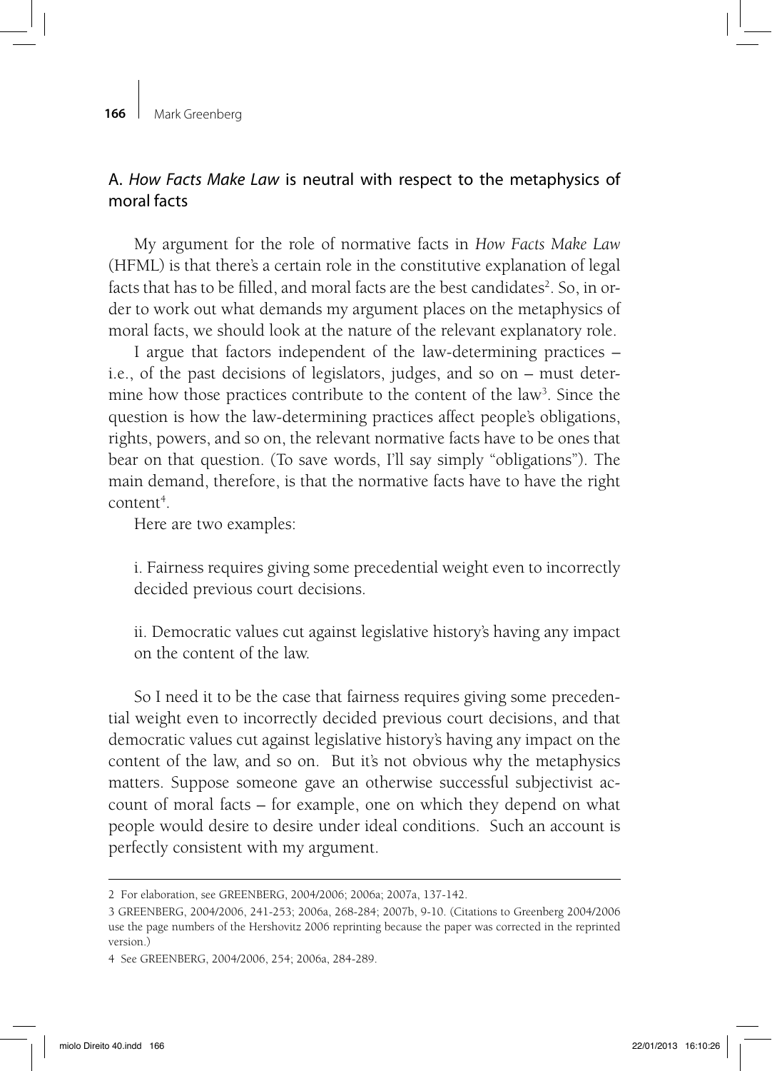## A. *How Facts Make Law* is neutral with respect to the metaphysics of moral facts

My argument for the role of normative facts in *How Facts Make Law* (HFML) is that there's a certain role in the constitutive explanation of legal facts that has to be filled, and moral facts are the best candidates[2]. So, in order to work out what demands my argument places on the metaphysics of moral facts, we should look at the nature of the relevant explanatory role.

I argue that factors independent of the law-determining practices – i.e., of the past decisions of legislators, judges, and so on – must determine how those practices contribute to the content of the law[3]. Since the question is how the law-determining practices affect people's obligations, rights, powers, and so on, the relevant normative facts have to be ones that bear on that question. (To save words, I'll say simply "obligations"). The main demand, therefore, is that the normative facts have to have the right content[4].

Here are two examples:

i. Fairness requires giving some precedential weight even to incorrectly decided previous court decisions.

ii. Democratic values cut against legislative history's having any impact on the content of the law.

So I need it to be the case that fairness requires giving some precedential weight even to incorrectly decided previous court decisions, and that democratic values cut against legislative history's having any impact on the content of the law, and so on. But it's not obvious why the metaphysics matters. Suppose someone gave an otherwise successful subjectivist account of moral facts – for example, one on which they depend on what people would desire to desire under ideal conditions. Such an account is perfectly consistent with my argument.

---

2 For elaboration, see GREENBERG, 2004/2006; 2006a; 2007a, 137-142.

3 GREENBERG, 2004/2006, 241-253; 2006a, 268-284; 2007b, 9-10. (Citations to Greenberg 2004/2006 use the page numbers of the Hershovitz 2006 reprinting because the paper was corrected in the reprinted version.)

4 See GREENBERG, 2004/2006, 254; 2006a, 284-289.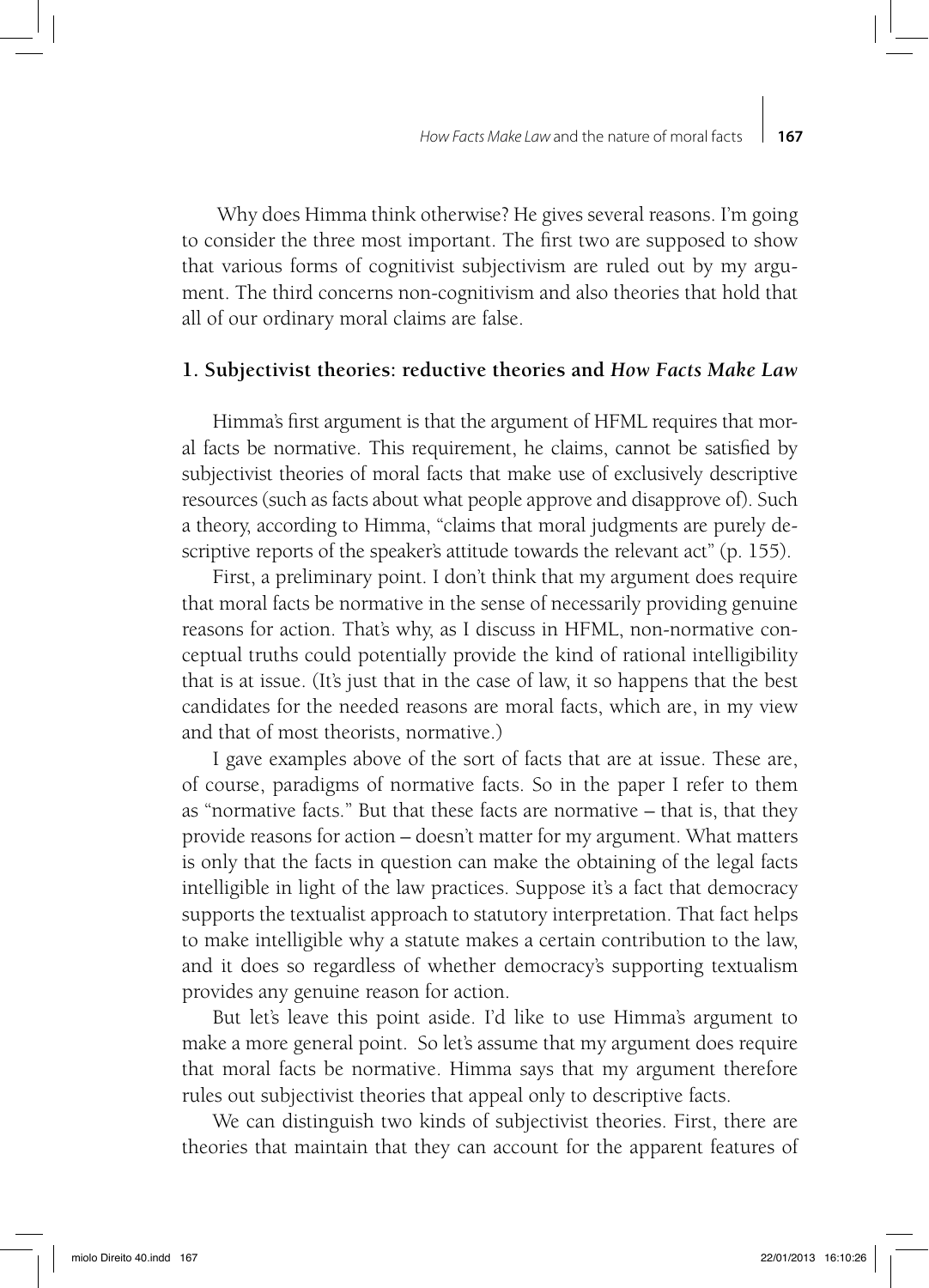Why does Himma think otherwise? He gives several reasons. I'm going to consider the three most important. The first two are supposed to show that various forms of cognitivist subjectivism are ruled out by my argument. The third concerns non-cognitivism and also theories that hold that all of our ordinary moral claims are false.

## 1. Subjectivist theories: reductive theories and *How Facts Make Law*

Himma's first argument is that the argument of HFML requires that moral facts be normative. This requirement, he claims, cannot be satisfied by subjectivist theories of moral facts that make use of exclusively descriptive resources (such as facts about what people approve and disapprove of). Such a theory, according to Himma, "claims that moral judgments are purely descriptive reports of the speaker's attitude towards the relevant act" (p. 155).

First, a preliminary point. I don't think that my argument does require that moral facts be normative in the sense of necessarily providing genuine reasons for action. That's why, as I discuss in HFML, non-normative conceptual truths could potentially provide the kind of rational intelligibility that is at issue. (It's just that in the case of law, it so happens that the best candidates for the needed reasons are moral facts, which are, in my view and that of most theorists, normative.)

I gave examples above of the sort of facts that are at issue. These are, of course, paradigms of normative facts. So in the paper I refer to them as "normative facts." But that these facts are normative – that is, that they provide reasons for action – doesn't matter for my argument. What matters is only that the facts in question can make the obtaining of the legal facts intelligible in light of the law practices. Suppose it's a fact that democracy supports the textualist approach to statutory interpretation. That fact helps to make intelligible why a statute makes a certain contribution to the law, and it does so regardless of whether democracy's supporting textualism provides any genuine reason for action.

But let's leave this point aside. I'd like to use Himma's argument to make a more general point. So let's assume that my argument does require that moral facts be normative. Himma says that my argument therefore rules out subjectivist theories that appeal only to descriptive facts.

We can distinguish two kinds of subjectivist theories. First, there are theories that maintain that they can account for the apparent features of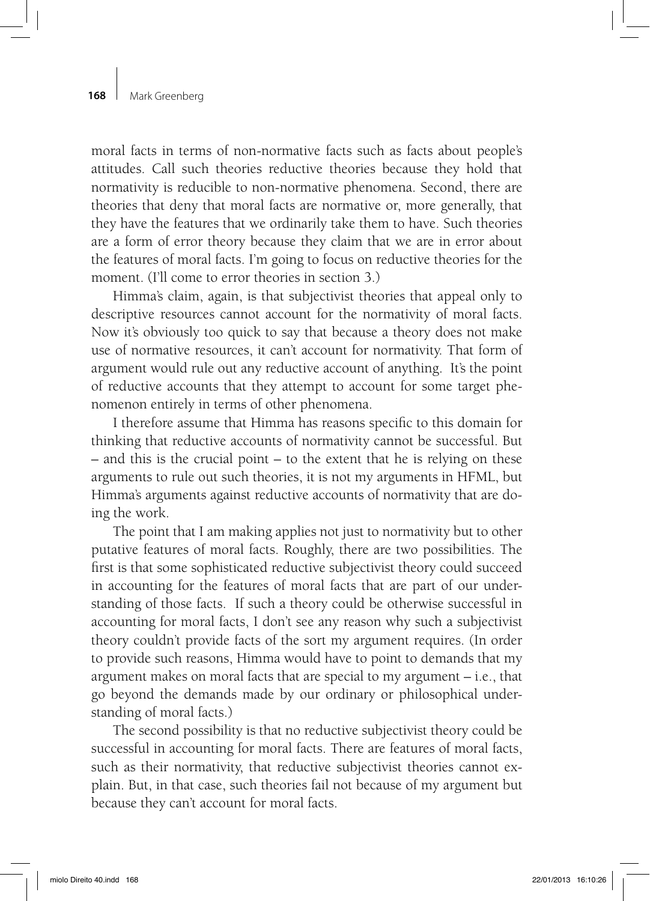moral facts in terms of non-normative facts such as facts about people's attitudes. Call such theories reductive theories because they hold that normativity is reducible to non-normative phenomena. Second, there are theories that deny that moral facts are normative or, more generally, that they have the features that we ordinarily take them to have. Such theories are a form of error theory because they claim that we are in error about the features of moral facts. I'm going to focus on reductive theories for the moment. (I'll come to error theories in section 3.)

Himma's claim, again, is that subjectivist theories that appeal only to descriptive resources cannot account for the normativity of moral facts. Now it's obviously too quick to say that because a theory does not make use of normative resources, it can't account for normativity. That form of argument would rule out any reductive account of anything. It's the point of reductive accounts that they attempt to account for some target phenomenon entirely in terms of other phenomena.

I therefore assume that Himma has reasons specific to this domain for thinking that reductive accounts of normativity cannot be successful. But – and this is the crucial point – to the extent that he is relying on these arguments to rule out such theories, it is not my arguments in HFML, but Himma's arguments against reductive accounts of normativity that are doing the work.

The point that I am making applies not just to normativity but to other putative features of moral facts. Roughly, there are two possibilities. The first is that some sophisticated reductive subjectivist theory could succeed in accounting for the features of moral facts that are part of our understanding of those facts. If such a theory could be otherwise successful in accounting for moral facts, I don't see any reason why such a subjectivist theory couldn't provide facts of the sort my argument requires. (In order to provide such reasons, Himma would have to point to demands that my argument makes on moral facts that are special to my argument – i.e., that go beyond the demands made by our ordinary or philosophical understanding of moral facts.)

The second possibility is that no reductive subjectivist theory could be successful in accounting for moral facts. There are features of moral facts, such as their normativity, that reductive subjectivist theories cannot explain. But, in that case, such theories fail not because of my argument but because they can't account for moral facts.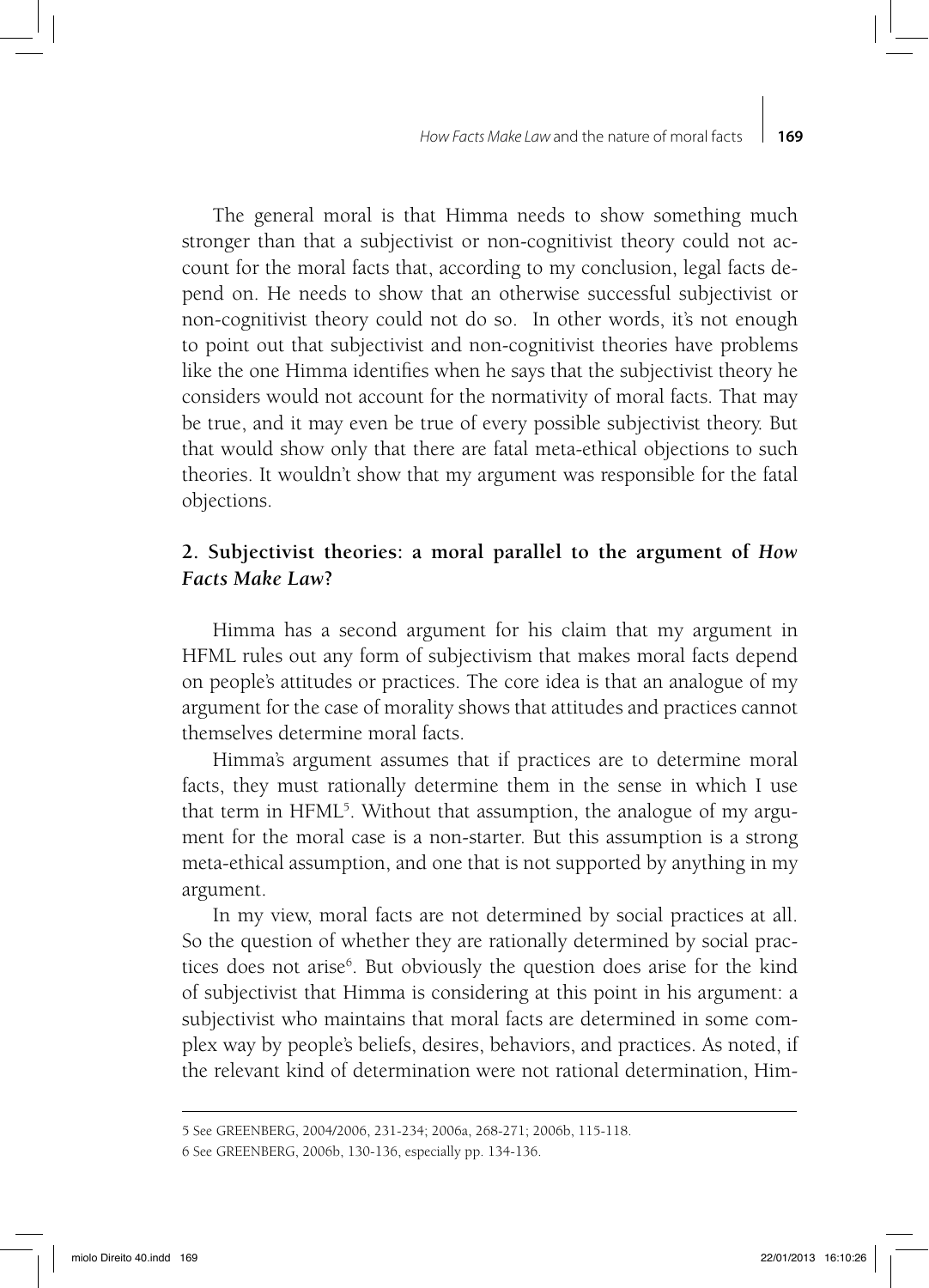The general moral is that Himma needs to show something much stronger than that a subjectivist or non-cognitivist theory could not account for the moral facts that, according to my conclusion, legal facts depend on. He needs to show that an otherwise successful subjectivist or non-cognitivist theory could not do so. In other words, it's not enough to point out that subjectivist and non-cognitivist theories have problems like the one Himma identifies when he says that the subjectivist theory he considers would not account for the normativity of moral facts. That may be true, and it may even be true of every possible subjectivist theory. But that would show only that there are fatal meta-ethical objections to such theories. It wouldn't show that my argument was responsible for the fatal objections.

## 2. Subjectivist theories: a moral parallel to the argument of *How Facts Make Law*?

Himma has a second argument for his claim that my argument in HFML rules out any form of subjectivism that makes moral facts depend on people's attitudes or practices. The core idea is that an analogue of my argument for the case of morality shows that attitudes and practices cannot themselves determine moral facts.

Himma's argument assumes that if practices are to determine moral facts, they must rationally determine them in the sense in which I use that term in HFML[5]. Without that assumption, the analogue of my argument for the moral case is a non-starter. But this assumption is a strong meta-ethical assumption, and one that is not supported by anything in my argument.

In my view, moral facts are not determined by social practices at all. So the question of whether they are rationally determined by social practices does not arise[6]. But obviously the question does arise for the kind of subjectivist that Himma is considering at this point in his argument: a subjectivist who maintains that moral facts are determined in some complex way by people's beliefs, desires, behaviors, and practices. As noted, if the relevant kind of determination were not rational determination, Him-

---

5 See GREENBERG, 2004/2006, 231-234; 2006a, 268-271; 2006b, 115-118.

6 See GREENBERG, 2006b, 130-136, especially pp. 134-136.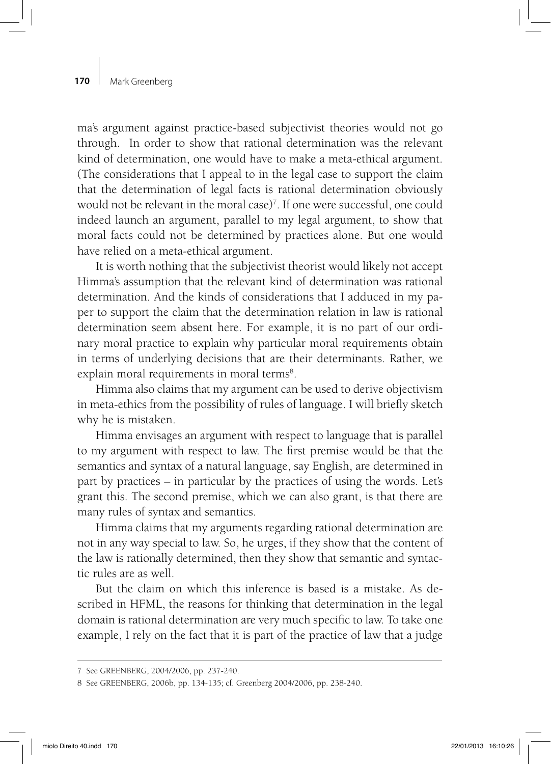ma's argument against practice-based subjectivist theories would not go through. In order to show that rational determination was the relevant kind of determination, one would have to make a meta-ethical argument. (The considerations that I appeal to in the legal case to support the claim that the determination of legal facts is rational determination obviously would not be relevant in the moral case)[7]. If one were successful, one could indeed launch an argument, parallel to my legal argument, to show that moral facts could not be determined by practices alone. But one would have relied on a meta-ethical argument.

It is worth nothing that the subjectivist theorist would likely not accept Himma's assumption that the relevant kind of determination was rational determination. And the kinds of considerations that I adduced in my paper to support the claim that the determination relation in law is rational determination seem absent here. For example, it is no part of our ordinary moral practice to explain why particular moral requirements obtain in terms of underlying decisions that are their determinants. Rather, we explain moral requirements in moral terms[8].

Himma also claims that my argument can be used to derive objectivism in meta-ethics from the possibility of rules of language. I will briefly sketch why he is mistaken.

Himma envisages an argument with respect to language that is parallel to my argument with respect to law. The first premise would be that the semantics and syntax of a natural language, say English, are determined in part by practices – in particular by the practices of using the words. Let's grant this. The second premise, which we can also grant, is that there are many rules of syntax and semantics.

Himma claims that my arguments regarding rational determination are not in any way special to law. So, he urges, if they show that the content of the law is rationally determined, then they show that semantic and syntactic rules are as well.

But the claim on which this inference is based is a mistake. As described in HFML, the reasons for thinking that determination in the legal domain is rational determination are very much specific to law. To take one example, I rely on the fact that it is part of the practice of law that a judge

---

7 See GREENBERG, 2004/2006, pp. 237-240.

8 See GREENBERG, 2006b, pp. 134-135; cf. Greenberg 2004/2006, pp. 238-240.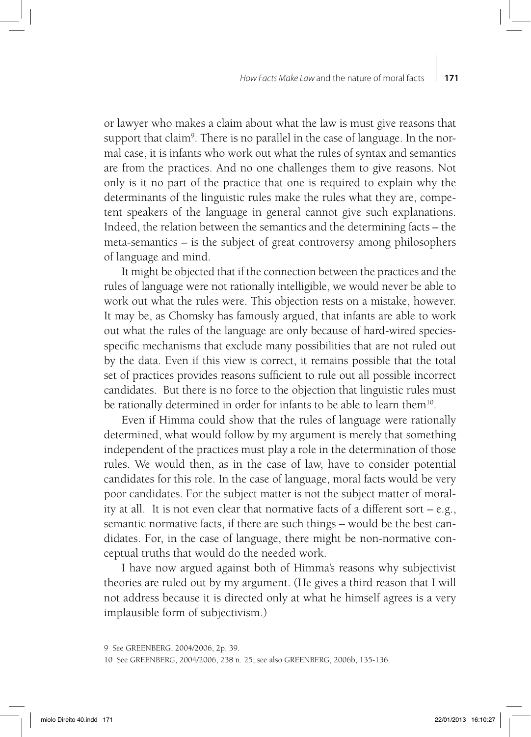or lawyer who makes a claim about what the law is must give reasons that support that claim[9]. There is no parallel in the case of language. In the normal case, it is infants who work out what the rules of syntax and semantics are from the practices. And no one challenges them to give reasons. Not only is it no part of the practice that one is required to explain why the determinants of the linguistic rules make the rules what they are, competent speakers of the language in general cannot give such explanations. Indeed, the relation between the semantics and the determining facts – the meta-semantics – is the subject of great controversy among philosophers of language and mind.

It might be objected that if the connection between the practices and the rules of language were not rationally intelligible, we would never be able to work out what the rules were. This objection rests on a mistake, however. It may be, as Chomsky has famously argued, that infants are able to work out what the rules of the language are only because of hard-wired species-specific mechanisms that exclude many possibilities that are not ruled out by the data. Even if this view is correct, it remains possible that the total set of practices provides reasons sufficient to rule out all possible incorrect candidates. But there is no force to the objection that linguistic rules must be rationally determined in order for infants to be able to learn them[10].

Even if Himma could show that the rules of language were rationally determined, what would follow by my argument is merely that something independent of the practices must play a role in the determination of those rules. We would then, as in the case of law, have to consider potential candidates for this role. In the case of language, moral facts would be very poor candidates. For the subject matter is not the subject matter of morality at all. It is not even clear that normative facts of a different sort – e.g., semantic normative facts, if there are such things – would be the best candidates. For, in the case of language, there might be non-normative conceptual truths that would do the needed work.

I have now argued against both of Himma's reasons why subjectivist theories are ruled out by my argument. (He gives a third reason that I will not address because it is directed only at what he himself agrees is a very implausible form of subjectivism.)

---

9 See GREENBERG, 2004/2006, 2p. 39.

10 See GREENBERG, 2004/2006, 238 n. 25; see also GREENBERG, 2006b, 135-136.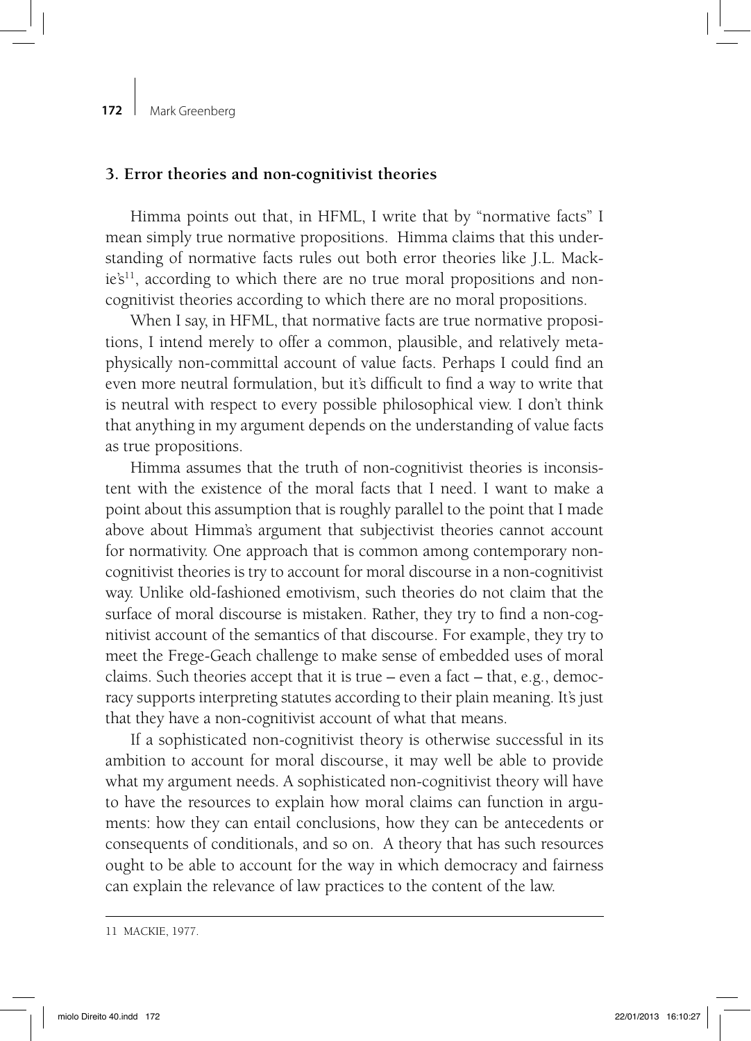## 3. Error theories and non-cognitivist theories

Himma points out that, in HFML, I write that by "normative facts" I mean simply true normative propositions. Himma claims that this understanding of normative facts rules out both error theories like J.L. Mackie's[11], according to which there are no true moral propositions and non-cognitivist theories according to which there are no moral propositions.

When I say, in HFML, that normative facts are true normative propositions, I intend merely to offer a common, plausible, and relatively metaphysically non-committal account of value facts. Perhaps I could find an even more neutral formulation, but it's difficult to find a way to write that is neutral with respect to every possible philosophical view. I don't think that anything in my argument depends on the understanding of value facts as true propositions.

Himma assumes that the truth of non-cognitivist theories is inconsistent with the existence of the moral facts that I need. I want to make a point about this assumption that is roughly parallel to the point that I made above about Himma's argument that subjectivist theories cannot account for normativity. One approach that is common among contemporary non-cognitivist theories is try to account for moral discourse in a non-cognitivist way. Unlike old-fashioned emotivism, such theories do not claim that the surface of moral discourse is mistaken. Rather, they try to find a non-cognitivist account of the semantics of that discourse. For example, they try to meet the Frege-Geach challenge to make sense of embedded uses of moral claims. Such theories accept that it is true – even a fact – that, e.g., democracy supports interpreting statutes according to their plain meaning. It's just that they have a non-cognitivist account of what that means.

If a sophisticated non-cognitivist theory is otherwise successful in its ambition to account for moral discourse, it may well be able to provide what my argument needs. A sophisticated non-cognitivist theory will have to have the resources to explain how moral claims can function in arguments: how they can entail conclusions, how they can be antecedents or consequents of conditionals, and so on. A theory that has such resources ought to be able to account for the way in which democracy and fairness can explain the relevance of law practices to the content of the law.

11 MACKIE, 1977.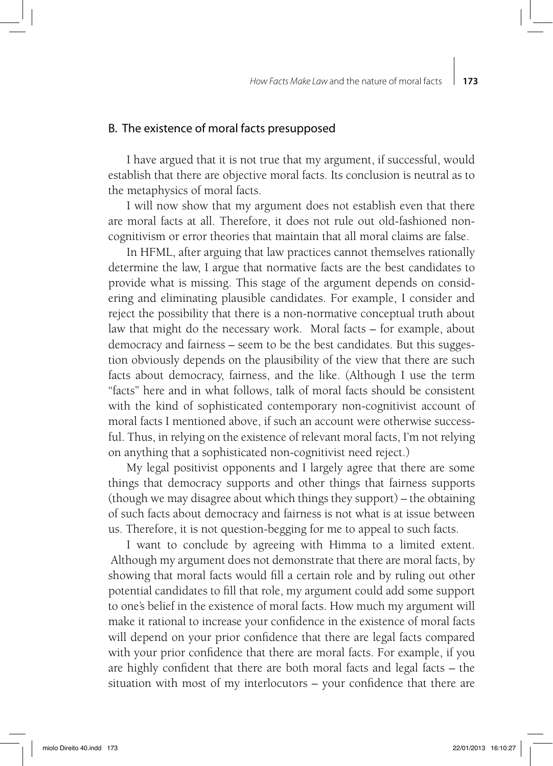## B. The existence of moral facts presupposed

I have argued that it is not true that my argument, if successful, would establish that there are objective moral facts. Its conclusion is neutral as to the metaphysics of moral facts.

I will now show that my argument does not establish even that there are moral facts at all. Therefore, it does not rule out old-fashioned non-cognitivism or error theories that maintain that all moral claims are false.

In HFML, after arguing that law practices cannot themselves rationally determine the law, I argue that normative facts are the best candidates to provide what is missing. This stage of the argument depends on considering and eliminating plausible candidates. For example, I consider and reject the possibility that there is a non-normative conceptual truth about law that might do the necessary work. Moral facts – for example, about democracy and fairness – seem to be the best candidates. But this suggestion obviously depends on the plausibility of the view that there are such facts about democracy, fairness, and the like. (Although I use the term "facts" here and in what follows, talk of moral facts should be consistent with the kind of sophisticated contemporary non-cognitivist account of moral facts I mentioned above, if such an account were otherwise successful. Thus, in relying on the existence of relevant moral facts, I'm not relying on anything that a sophisticated non-cognitivist need reject.)

My legal positivist opponents and I largely agree that there are some things that democracy supports and other things that fairness supports (though we may disagree about which things they support) – the obtaining of such facts about democracy and fairness is not what is at issue between us. Therefore, it is not question-begging for me to appeal to such facts.

I want to conclude by agreeing with Himma to a limited extent. Although my argument does not demonstrate that there are moral facts, by showing that moral facts would fill a certain role and by ruling out other potential candidates to fill that role, my argument could add some support to one's belief in the existence of moral facts. How much my argument will make it rational to increase your confidence in the existence of moral facts will depend on your prior confidence that there are legal facts compared with your prior confidence that there are moral facts. For example, if you are highly confident that there are both moral facts and legal facts – the situation with most of my interlocutors – your confidence that there are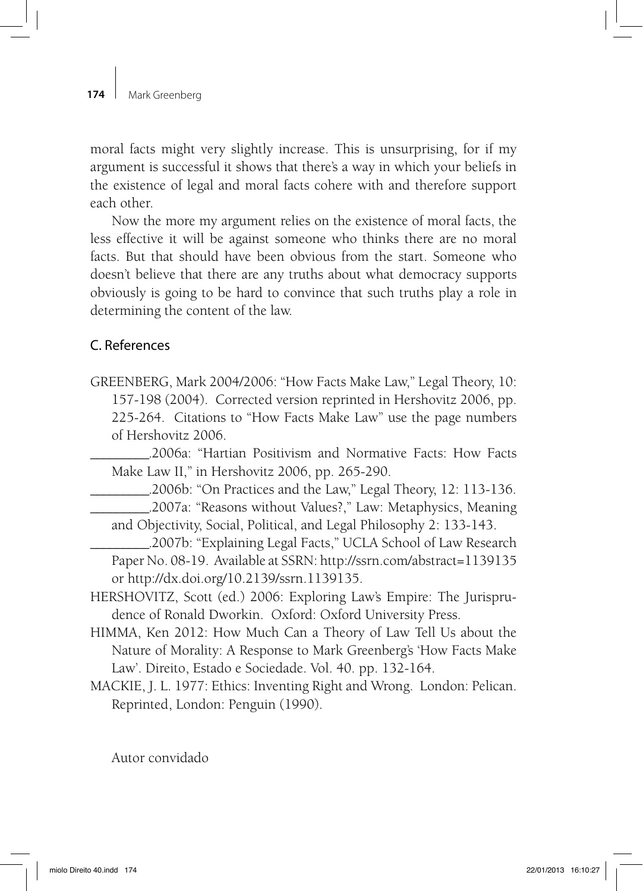moral facts might very slightly increase. This is unsurprising, for if my argument is successful it shows that there's a way in which your beliefs in the existence of legal and moral facts cohere with and therefore support each other.

Now the more my argument relies on the existence of moral facts, the less effective it will be against someone who thinks there are no moral facts. But that should have been obvious from the start. Someone who doesn't believe that there are any truths about what democracy supports obviously is going to be hard to convince that such truths play a role in determining the content of the law.

## C. References

GREENBERG, Mark 2004/2006: "How Facts Make Law," Legal Theory, 10: 157-198 (2004). Corrected version reprinted in Hershovitz 2006, pp. 225-264. Citations to "How Facts Make Law" use the page numbers of Hershovitz 2006.

________.2006a: "Hartian Positivism and Normative Facts: How Facts Make Law II," in Hershovitz 2006, pp. 265-290.

________.2006b: "On Practices and the Law," Legal Theory, 12: 113-136.

________.2007a: "Reasons without Values?," Law: Metaphysics, Meaning and Objectivity, Social, Political, and Legal Philosophy 2: 133-143.

________.2007b: "Explaining Legal Facts," UCLA School of Law Research Paper No. 08-19. Available at SSRN: http://ssrn.com/abstract=1139135 or http://dx.doi.org/10.2139/ssrn.1139135.

HERSHOVITZ, Scott (ed.) 2006: Exploring Law's Empire: The Jurisprudence of Ronald Dworkin. Oxford: Oxford University Press.

HIMMA, Ken 2012: How Much Can a Theory of Law Tell Us about the Nature of Morality: A Response to Mark Greenberg's 'How Facts Make Law'. Direito, Estado e Sociedade. Vol. 40. pp. 132-164.

MACKIE, J. L. 1977: Ethics: Inventing Right and Wrong. London: Pelican. Reprinted, London: Penguin (1990).

Autor convidado